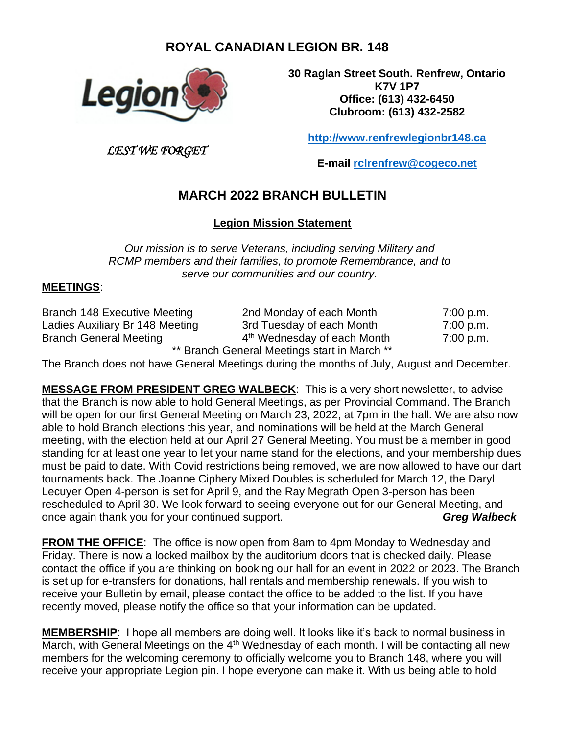# ROYAL CANADIAN LEGION BR. 148

**30 Raglan Street South. Renfrew, Ontario**
**K7V 1P7**
**Office: (613) 432-6450**
**Clubroom: (613) 432-2582**

*LEST WE FORGET*

**[http://www.renfrewlegionbr148.ca](http://www.renfrewlegionbr148.ca)**

**E-mail [rclrenfrew@cogeco.net](mailto:rclrenfrew@cogeco.net)**

## MARCH 2022 BRANCH BULLETIN

### Legion Mission Statement

*Our mission is to serve Veterans, including serving Military and RCMP members and their families, to promote Remembrance, and to serve our communities and our country.*

**MEETINGS**:

| | | |
|---|---|---|
| Branch 148 Executive Meeting | 2nd Monday of each Month | 7:00 p.m. |
| Ladies Auxiliary Br 148 Meeting | 3rd Tuesday of each Month | 7:00 p.m. |
| Branch General Meeting | 4th Wednesday of each Month | 7:00 p.m. |

** Branch General Meetings start in March **

The Branch does not have General Meetings during the months of July, August and December.

**MESSAGE FROM PRESIDENT GREG WALBECK**: This is a very short newsletter, to advise that the Branch is now able to hold General Meetings, as per Provincial Command. The Branch will be open for our first General Meeting on March 23, 2022, at 7pm in the hall. We are also now able to hold Branch elections this year, and nominations will be held at the March General meeting, with the election held at our April 27 General Meeting. You must be a member in good standing for at least one year to let your name stand for the elections, and your membership dues must be paid to date. With Covid restrictions being removed, we are now allowed to have our dart tournaments back. The Joanne Ciphery Mixed Doubles is scheduled for March 12, the Daryl Lecuyer Open 4-person is set for April 9, and the Ray Megrath Open 3-person has been rescheduled to April 30. We look forward to seeing everyone out for our General Meeting, and once again thank you for your continued support. ***Greg Walbeck***

**FROM THE OFFICE**: The office is now open from 8am to 4pm Monday to Wednesday and Friday. There is now a locked mailbox by the auditorium doors that is checked daily. Please contact the office if you are thinking on booking our hall for an event in 2022 or 2023. The Branch is set up for e-transfers for donations, hall rentals and membership renewals. If you wish to receive your Bulletin by email, please contact the office to be added to the list. If you have recently moved, please notify the office so that your information can be updated.

**MEMBERSHIP**: I hope all members are doing well. It looks like it's back to normal business in March, with General Meetings on the 4th Wednesday of each month. I will be contacting all new members for the welcoming ceremony to officially welcome you to Branch 148, where you will receive your appropriate Legion pin. I hope everyone can make it. With us being able to hold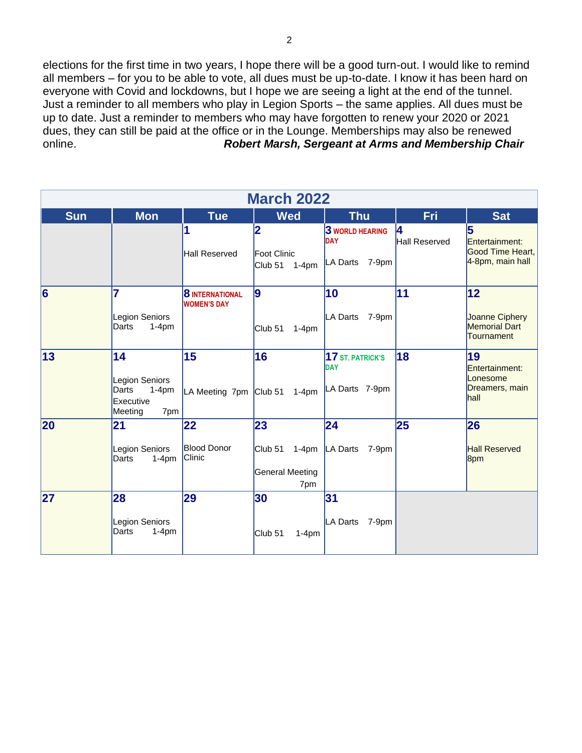elections for the first time in two years, I hope there will be a good turn-out. I would like to remind all members – for you to be able to vote, all dues must be up-to-date. I know it has been hard on everyone with Covid and lockdowns, but I hope we are seeing a light at the end of the tunnel. Just a reminder to all members who play in Legion Sports – the same applies. All dues must be up to date. Just a reminder to members who may have forgotten to renew your 2020 or 2021 dues, they can still be paid at the office or in the Lounge. Memberships may also be renewed online. ***Robert Marsh, Sergeant at Arms and Membership Chair***

## March 2022

| Sun | Mon | Tue | Wed | Thu | Fri | Sat |
|---|---|---|---|---|---|---|
| | | **1** Hall Reserved | **2** Foot Clinic Club 51 1-4pm | **3** WORLD HEARING DAY LA Darts 7-9pm | **4** Hall Reserved | **5** Entertainment: Good Time Heart, 4-8pm, main hall |
| **6** | **7** Legion Seniors Darts 1-4pm | **8** INTERNATIONAL WOMEN'S DAY | **9** Club 51 1-4pm | **10** LA Darts 7-9pm | **11** | **12** Joanne Ciphery Memorial Dart Tournament |
| **13** | **14** Legion Seniors Darts 1-4pm Executive Meeting 7pm | **15** LA Meeting 7pm | **16** Club 51 1-4pm | **17** ST. PATRICK'S DAY LA Darts 7-9pm | **18** | **19** Entertainment: Lonesome Dreamers, main hall |
| **20** | **21** Legion Seniors Darts 1-4pm | **22** Blood Donor Clinic | **23** Club 51 1-4pm General Meeting 7pm | **24** LA Darts 7-9pm | **25** | **26** Hall Reserved 8pm |
| **27** | **28** Legion Seniors Darts 1-4pm | **29** | **30** Club 51 1-4pm | **31** LA Darts 7-9pm | | |